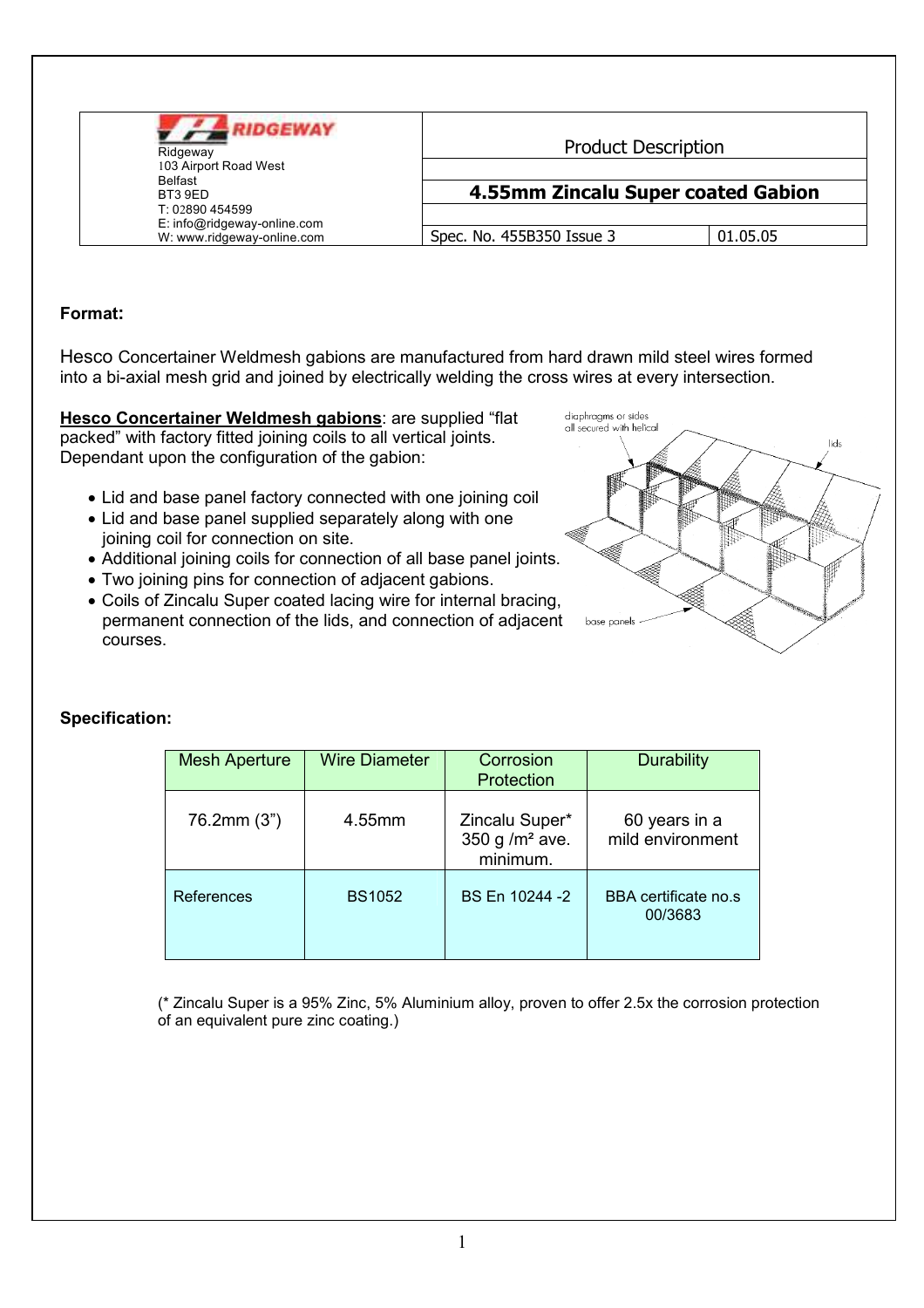| RIDGEWAY<br>Ridgeway<br>103 Airport Road West<br>Belfast<br>BT3 9ED<br>T: 02890 454599<br>E: info@ridgeway-online.com<br>W: www.ridgeway-online.com | Product Description | |
|---|---|---|
| | **4.55mm Zincalu Super coated Gabion** | |
| | Spec. No. 455B350 Issue 3 | 01.05.05 |

**Format:**

Hesco Concertainer Weldmesh gabions are manufactured from hard drawn mild steel wires formed into a bi-axial mesh grid and joined by electrically welding the cross wires at every intersection.

**Hesco Concertainer Weldmesh gabions**: are supplied "flat packed" with factory fitted joining coils to all vertical joints. Dependant upon the configuration of the gabion:

- Lid and base panel factory connected with one joining coil
- Lid and base panel supplied separately along with one joining coil for connection on site.
- Additional joining coils for connection of all base panel joints.
- Two joining pins for connection of adjacent gabions.
- Coils of Zincalu Super coated lacing wire for internal bracing, permanent connection of the lids, and connection of adjacent courses.

diaphragms or sides all secured with helical

lids

base panels

**Specification:**

| Mesh Aperture | Wire Diameter | Corrosion Protection | Durability |
|---|---|---|---|
| 76.2mm (3") | 4.55mm | Zincalu Super* 350 g /m² ave. minimum. | 60 years in a mild environment |
| References | BS1052 | BS En 10244 -2 | BBA certificate no.s 00/3683 |

(* Zincalu Super is a 95% Zinc, 5% Aluminium alloy, proven to offer 2.5x the corrosion protection of an equivalent pure zinc coating.)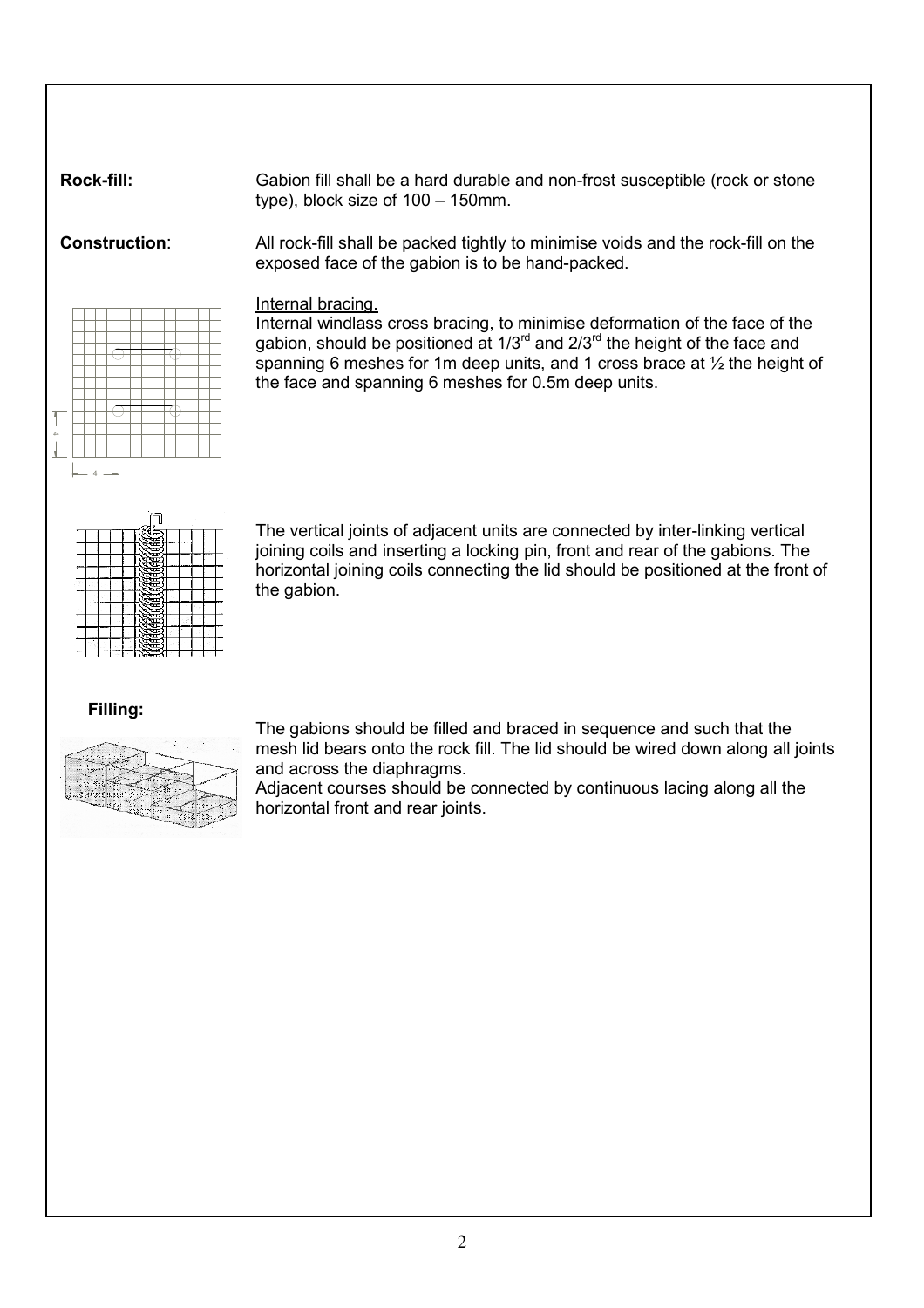**Rock-fill:** Gabion fill shall be a hard durable and non-frost susceptible (rock or stone type), block size of 100 – 150mm.

**Construction**: All rock-fill shall be packed tightly to minimise voids and the rock-fill on the exposed face of the gabion is to be hand-packed.

Internal bracing.

Internal windlass cross bracing, to minimise deformation of the face of the gabion, should be positioned at 1/3rd and 2/3rd the height of the face and spanning 6 meshes for 1m deep units, and 1 cross brace at ½ the height of the face and spanning 6 meshes for 0.5m deep units.

The vertical joints of adjacent units are connected by inter-linking vertical joining coils and inserting a locking pin, front and rear of the gabions. The horizontal joining coils connecting the lid should be positioned at the front of the gabion.

**Filling:**

The gabions should be filled and braced in sequence and such that the mesh lid bears onto the rock fill. The lid should be wired down along all joints and across the diaphragms.

Adjacent courses should be connected by continuous lacing along all the horizontal front and rear joints.